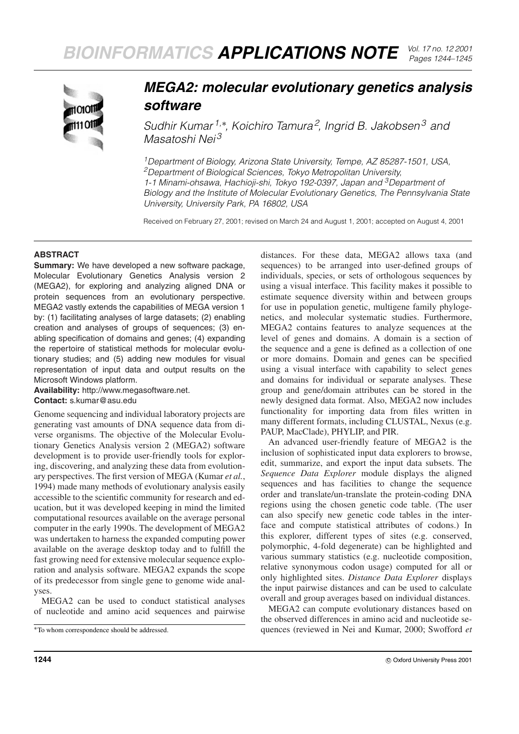# MEGA2: molecular evolutionary genetics analysis software

Sudhir Kumar[1,*], Koichiro Tamura[2], Ingrid B. Jakobsen[3] and Masatoshi Nei[3]

[1]Department of Biology, Arizona State University, Tempe, AZ 85287-1501, USA, [2]Department of Biological Sciences, Tokyo Metropolitan University, 1-1 Minami-ohsawa, Hachioji-shi, Tokyo 192-0397, Japan and [3]Department of Biology and the Institute of Molecular Evolutionary Genetics, The Pennsylvania State University, University Park, PA 16802, USA

Received on February 27, 2001; revised on March 24 and August 1, 2001; accepted on August 4, 2001

## ABSTRACT

**Summary:** We have developed a new software package, Molecular Evolutionary Genetics Analysis version 2 (MEGA2), for exploring and analyzing aligned DNA or protein sequences from an evolutionary perspective. MEGA2 vastly extends the capabilities of MEGA version 1 by: (1) facilitating analyses of large datasets; (2) enabling creation and analyses of groups of sequences; (3) enabling specification of domains and genes; (4) expanding the repertoire of statistical methods for molecular evolutionary studies; and (5) adding new modules for visual representation of input data and output results on the Microsoft Windows platform.

**Availability:** http://www.megasoftware.net.

**Contact:** s.kumar@asu.edu

Genome sequencing and individual laboratory projects are generating vast amounts of DNA sequence data from diverse organisms. The objective of the Molecular Evolutionary Genetics Analysis version 2 (MEGA2) software development is to provide user-friendly tools for exploring, discovering, and analyzing these data from evolutionary perspectives. The first version of MEGA (Kumar *et al.*, 1994) made many methods of evolutionary analysis easily accessible to the scientific community for research and education, but it was developed keeping in mind the limited computational resources available on the average personal computer in the early 1990s. The development of MEGA2 was undertaken to harness the expanded computing power available on the average desktop today and to fulfill the fast growing need for extensive molecular sequence exploration and analysis software. MEGA2 expands the scope of its predecessor from single gene to genome wide analyses.

MEGA2 can be used to conduct statistical analyses of nucleotide and amino acid sequences and pairwise distances. For these data, MEGA2 allows taxa (and sequences) to be arranged into user-defined groups of individuals, species, or sets of orthologous sequences by using a visual interface. This facility makes it possible to estimate sequence diversity within and between groups for use in population genetic, multigene family phylogenetics, and molecular systematic studies. Furthermore, MEGA2 contains features to analyze sequences at the level of genes and domains. A domain is a section of the sequence and a gene is defined as a collection of one or more domains. Domain and genes can be specified using a visual interface with capability to select genes and domains for individual or separate analyses. These group and gene/domain attributes can be stored in the newly designed data format. Also, MEGA2 now includes functionality for importing data from files written in many different formats, including CLUSTAL, Nexus (e.g. PAUP, MacClade), PHYLIP, and PIR.

An advanced user-friendly feature of MEGA2 is the inclusion of sophisticated input data explorers to browse, edit, summarize, and export the input data subsets. The *Sequence Data Explorer* module displays the aligned sequences and has facilities to change the sequence order and translate/un-translate the protein-coding DNA regions using the chosen genetic code table. (The user can also specify new genetic code tables in the interface and compute statistical attributes of codons.) In this explorer, different types of sites (e.g. conserved, polymorphic, 4-fold degenerate) can be highlighted and various summary statistics (e.g. nucleotide composition, relative synonymous codon usage) computed for all or only highlighted sites. *Distance Data Explorer* displays the input pairwise distances and can be used to calculate overall and group averages based on individual distances.

MEGA2 can compute evolutionary distances based on the observed differences in amino acid and nucleotide sequences (reviewed in Nei and Kumar, 2000; Swofford *et*

*To whom correspondence should be addressed.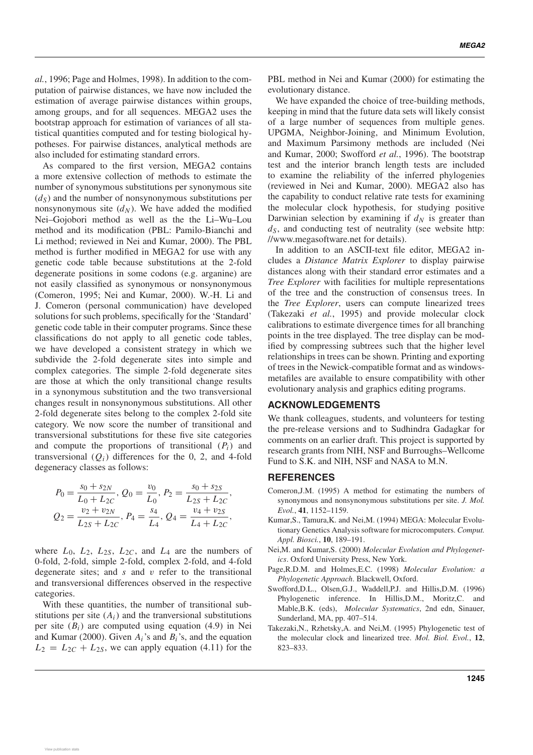*al.*, 1996; Page and Holmes, 1998). In addition to the computation of pairwise distances, we have now included the estimation of average pairwise distances within groups, among groups, and for all sequences. MEGA2 uses the bootstrap approach for estimation of variances of all statistical quantities computed and for testing biological hypotheses. For pairwise distances, analytical methods are also included for estimating standard errors.

As compared to the first version, MEGA2 contains a more extensive collection of methods to estimate the number of synonymous substitutions per synonymous site ($d_S$) and the number of nonsynonymous substitutions per nonsynonymous site ($d_N$). We have added the modified Nei–Gojobori method as well as the the Li–Wu–Lou method and its modification (PBL: Pamilo-Bianchi and Li method; reviewed in Nei and Kumar, 2000). The PBL method is further modified in MEGA2 for use with any genetic code table because substitutions at the 2-fold degenerate positions in some codons (e.g. arganine) are not easily classified as synonymous or nonsynonymous (Comeron, 1995; Nei and Kumar, 2000). W.-H. Li and J. Comeron (personal communication) have developed solutions for such problems, specifically for the 'Standard' genetic code table in their computer programs. Since these classifications do not apply to all genetic code tables, we have developed a consistent strategy in which we subdivide the 2-fold degenerate sites into simple and complex categories. The simple 2-fold degenerate sites are those at which the only transitional change results in a synonymous substitution and the two transversional changes result in nonsynonymous substitutions. All other 2-fold degenerate sites belong to the complex 2-fold site category. We now score the number of transitional and transversional substitutions for these five site categories and compute the proportions of transitional ($P_i$) and transversional ($Q_i$) differences for the 0, 2, and 4-fold degeneracy classes as follows:

$$P_0 = \frac{s_0 + s_{2N}}{L_0 + L_{2C}},\ Q_0 = \frac{v_0}{L_0},\ P_2 = \frac{s_0 + s_{2S}}{L_{2S} + L_{2C}},$$
$$Q_2 = \frac{v_2 + v_{2N}}{L_{2S} + L_{2C}},\ P_4 = \frac{s_4}{L_4},\ Q_4 = \frac{v_4 + v_{2S}}{L_4 + L_{2C}},$$

where $L_0$, $L_2$, $L_{2S}$, $L_{2C}$, and $L_4$ are the numbers of 0-fold, 2-fold, simple 2-fold, complex 2-fold, and 4-fold degenerate sites; and $s$ and $v$ refer to the transitional and transversional differences observed in the respective categories.

With these quantities, the number of transitional substitutions per site ($A_i$) and the tranversional substitutions per site ($B_i$) are computed using equation (4.9) in Nei and Kumar (2000). Given $A_i$'s and $B_i$'s, and the equation $L_2 = L_{2C} + L_{2S}$, we can apply equation (4.11) for the PBL method in Nei and Kumar (2000) for estimating the evolutionary distance.

We have expanded the choice of tree-building methods, keeping in mind that the future data sets will likely consist of a large number of sequences from multiple genes. UPGMA, Neighbor-Joining, and Minimum Evolution, and Maximum Parsimony methods are included (Nei and Kumar, 2000; Swofford *et al.*, 1996). The bootstrap test and the interior branch length tests are included to examine the reliability of the inferred phylogenies (reviewed in Nei and Kumar, 2000). MEGA2 also has the capability to conduct relative rate tests for examining the molecular clock hypothesis, for studying positive Darwinian selection by examining if $d_N$ is greater than $d_S$, and conducting test of neutrality (see website http://www.megasoftware.net for details).

In addition to an ASCII-text file editor, MEGA2 includes a *Distance Matrix Explorer* to display pairwise distances along with their standard error estimates and a *Tree Explorer* with facilities for multiple representations of the tree and the construction of consensus trees. In the *Tree Explorer*, users can compute linearized trees (Takezaki *et al.*, 1995) and provide molecular clock calibrations to estimate divergence times for all branching points in the tree displayed. The tree display can be modified by compressing subtrees such that the higher level relationships in trees can be shown. Printing and exporting of trees in the Newick-compatible format and as windows-metafiles are available to ensure compatibility with other evolutionary analysis and graphics editing programs.

## ACKNOWLEDGEMENTS

We thank colleagues, students, and volunteers for testing the pre-release versions and to Sudhindra Gadagkar for comments on an earlier draft. This project is supported by research grants from NIH, NSF and Burroughs–Wellcome Fund to S.K. and NIH, NSF and NASA to M.N.

## REFERENCES

Comeron,J.M. (1995) A method for estimating the numbers of synonymous and nonsynonymous substitutions per site. *J. Mol. Evol.*, **41**, 1152–1159.

Kumar,S., Tamura,K. and Nei,M. (1994) MEGA: Molecular Evolutionary Genetics Analysis software for microcomputers. *Comput. Appl. Biosci.*, **10**, 189–191.

Nei,M. and Kumar,S. (2000) *Molecular Evolution and Phylogenetics*. Oxford University Press, New York.

Page,R.D.M. and Holmes,E.C. (1998) *Molecular Evolution: a Phylogenetic Approach*. Blackwell, Oxford.

Swofford,D.L., Olsen,G.J., Waddell,P.J. and Hillis,D.M. (1996) Phylogenetic inference. In Hillis,D.M., Moritz,C. and Mable,B.K. (eds), *Molecular Systematics*, 2nd edn, Sinauer, Sunderland, MA, pp. 407–514.

Takezaki,N., Rzhetsky,A. and Nei,M. (1995) Phylogenetic test of the molecular clock and linearized tree. *Mol. Biol. Evol.*, **12**, 823–833.